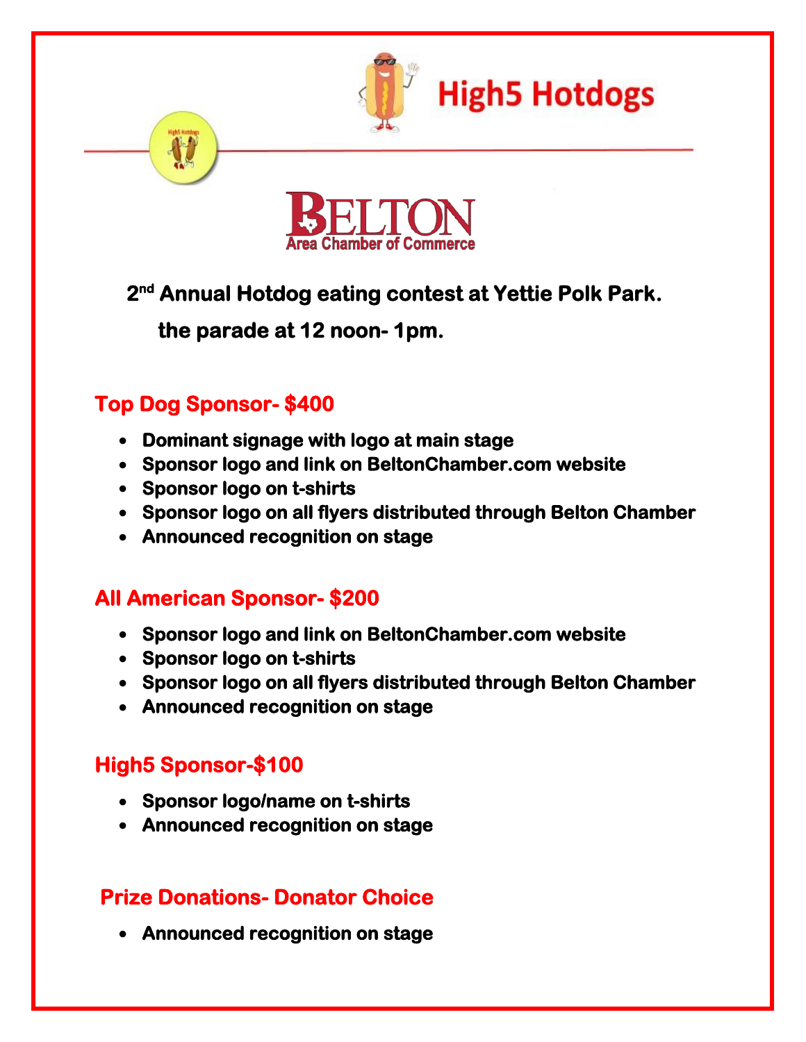High5 Hotdogs

BELTON
Area Chamber of Commerce

**2nd Annual Hotdog eating contest at Yettie Polk Park.**

**the parade at 12 noon- 1pm.**

## Top Dog Sponsor- $400

- **Dominant signage with logo at main stage**
- **Sponsor logo and link on BeltonChamber.com website**
- **Sponsor logo on t-shirts**
- **Sponsor logo on all flyers distributed through Belton Chamber**
- **Announced recognition on stage**

## All American Sponsor- $200

- **Sponsor logo and link on BeltonChamber.com website**
- **Sponsor logo on t-shirts**
- **Sponsor logo on all flyers distributed through Belton Chamber**
- **Announced recognition on stage**

## High5 Sponsor-$100

- **Sponsor logo/name on t-shirts**
- **Announced recognition on stage**

## Prize Donations- Donator Choice

- **Announced recognition on stage**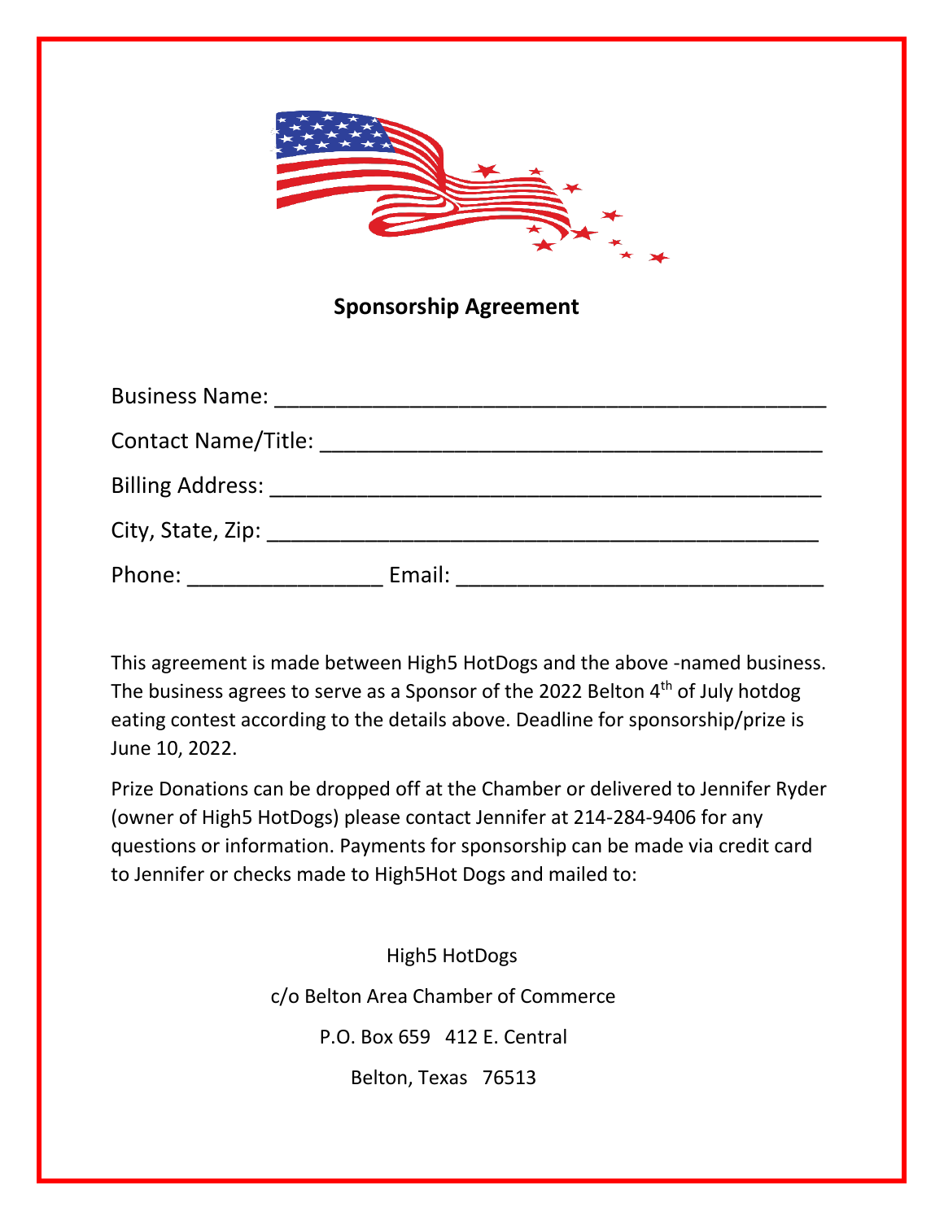## Sponsorship Agreement

Business Name: ____________________________________________

Contact Name/Title: ________________________________________

Billing Address: ____________________________________________

City, State, Zip: ____________________________________________

Phone: _______________ Email: _____________________________

This agreement is made between High5 HotDogs and the above -named business. The business agrees to serve as a Sponsor of the 2022 Belton 4th of July hotdog eating contest according to the details above. Deadline for sponsorship/prize is June 10, 2022.

Prize Donations can be dropped off at the Chamber or delivered to Jennifer Ryder (owner of High5 HotDogs) please contact Jennifer at 214-284-9406 for any questions or information. Payments for sponsorship can be made via credit card to Jennifer or checks made to High5Hot Dogs and mailed to:

High5 HotDogs

c/o Belton Area Chamber of Commerce

P.O. Box 659 412 E. Central

Belton, Texas 76513